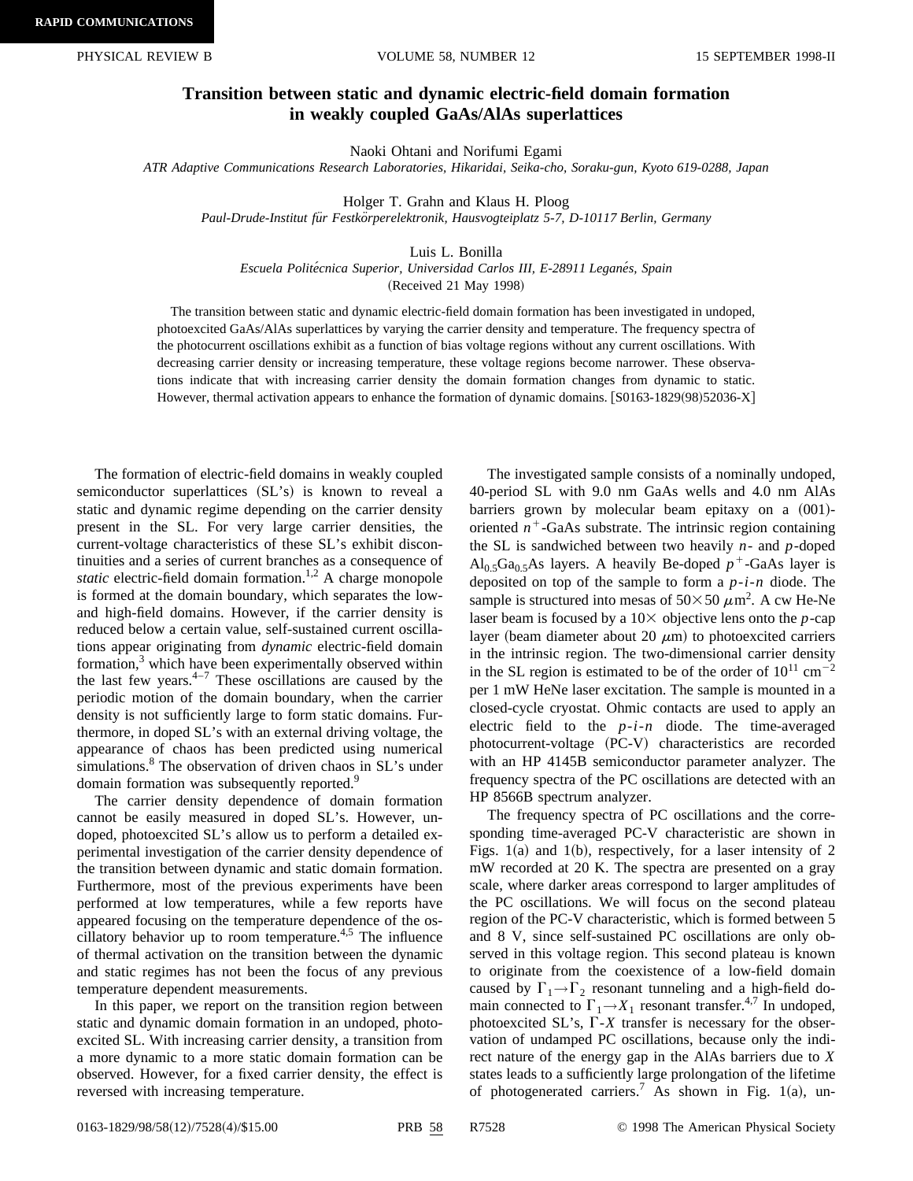# Transition between static and dynamic electric-field domain formation in weakly coupled GaAs/AlAs superlattices

Naoki Ohtani and Norifumi Egami

*ATR Adaptive Communications Research Laboratories, Hikaridai, Seika-cho, Soraku-gun, Kyoto 619-0288, Japan*

Holger T. Grahn and Klaus H. Ploog

*Paul-Drude-Institut für Festkörperelektronik, Hausvogteiplatz 5-7, D-10117 Berlin, Germany*

Luis L. Bonilla

*Escuela Politécnica Superior, Universidad Carlos III, E-28911 Leganés, Spain*

(Received 21 May 1998)

The transition between static and dynamic electric-field domain formation has been investigated in undoped, photoexcited GaAs/AlAs superlattices by varying the carrier density and temperature. The frequency spectra of the photocurrent oscillations exhibit as a function of bias voltage regions without any current oscillations. With decreasing carrier density or increasing temperature, these voltage regions become narrower. These observations indicate that with increasing carrier density the domain formation changes from dynamic to static. However, thermal activation appears to enhance the formation of dynamic domains. [S0163-1829(98)52036-X]

The formation of electric-field domains in weakly coupled semiconductor superlattices (SL's) is known to reveal a static and dynamic regime depending on the carrier density present in the SL. For very large carrier densities, the current-voltage characteristics of these SL's exhibit discontinuities and a series of current branches as a consequence of *static* electric-field domain formation.[1,2] A charge monopole is formed at the domain boundary, which separates the low- and high-field domains. However, if the carrier density is reduced below a certain value, self-sustained current oscillations appear originating from *dynamic* electric-field domain formation,[3] which have been experimentally observed within the last few years.[4–7] These oscillations are caused by the periodic motion of the domain boundary, when the carrier density is not sufficiently large to form static domains. Furthermore, in doped SL's with an external driving voltage, the appearance of chaos has been predicted using numerical simulations.[8] The observation of driven chaos in SL's under domain formation was subsequently reported.[9]

The carrier density dependence of domain formation cannot be easily measured in doped SL's. However, undoped, photoexcited SL's allow us to perform a detailed experimental investigation of the carrier density dependence of the transition between dynamic and static domain formation. Furthermore, most of the previous experiments have been performed at low temperatures, while a few reports have appeared focusing on the temperature dependence of the oscillatory behavior up to room temperature.[4,5] The influence of thermal activation on the transition between the dynamic and static regimes has not been the focus of any previous temperature dependent measurements.

In this paper, we report on the transition region between static and dynamic domain formation in an undoped, photoexcited SL. With increasing carrier density, a transition from a more dynamic to a more static domain formation can be observed. However, for a fixed carrier density, the effect is reversed with increasing temperature.

The investigated sample consists of a nominally undoped, 40-period SL with 9.0 nm GaAs wells and 4.0 nm AlAs barriers grown by molecular beam epitaxy on a (001)-oriented $n^+$-GaAs substrate. The intrinsic region containing the SL is sandwiched between two heavily $n$- and $p$-doped $Al_{0.5}Ga_{0.5}As$ layers. A heavily Be-doped $p^+$-GaAs layer is deposited on top of the sample to form a $p$-$i$-$n$ diode. The sample is structured into mesas of $50\times50\ \mu m^2$. A cw He-Ne laser beam is focused by a 10× objective lens onto the $p$-cap layer (beam diameter about 20 $\mu$m) to photoexcited carriers in the intrinsic region. The two-dimensional carrier density in the SL region is estimated to be of the order of $10^{11}$ cm$^{-2}$ per 1 mW HeNe laser excitation. The sample is mounted in a closed-cycle cryostat. Ohmic contacts are used to apply an electric field to the $p$-$i$-$n$ diode. The time-averaged photocurrent-voltage (PC-V) characteristics are recorded with an HP 4145B semiconductor parameter analyzer. The frequency spectra of the PC oscillations are detected with an HP 8566B spectrum analyzer.

The frequency spectra of PC oscillations and the corresponding time-averaged PC-V characteristic are shown in Figs. 1(a) and 1(b), respectively, for a laser intensity of 2 mW recorded at 20 K. The spectra are presented on a gray scale, where darker areas correspond to larger amplitudes of the PC oscillations. We will focus on the second plateau region of the PC-V characteristic, which is formed between 5 and 8 V, since self-sustained PC oscillations are only observed in this voltage region. This second plateau is known to originate from the coexistence of a low-field domain caused by $\Gamma_1\rightarrow\Gamma_2$ resonant tunneling and a high-field domain connected to $\Gamma_1\rightarrow X_1$ resonant transfer.[4,7] In undoped, photoexcited SL's, $\Gamma$-$X$ transfer is necessary for the observation of undamped PC oscillations, because only the indirect nature of the energy gap in the AlAs barriers due to $X$ states leads to a sufficiently large prolongation of the lifetime of photogenerated carriers.[7] As shown in Fig. 1(a), un-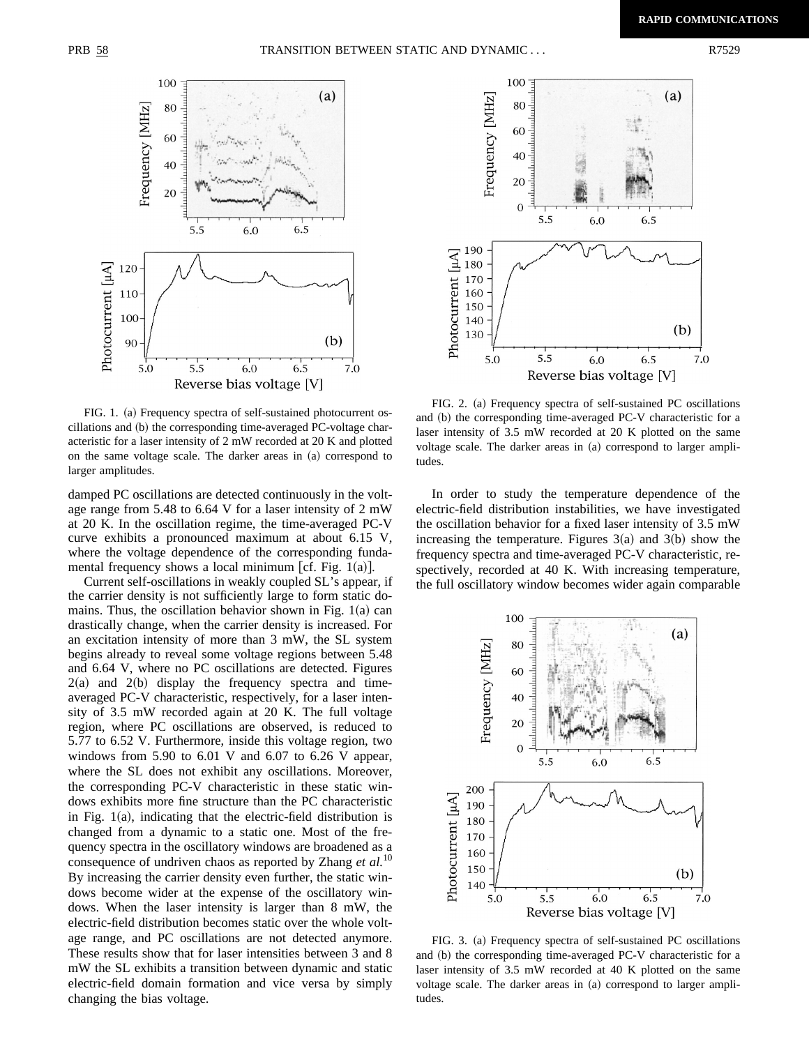FIG. 1. (a) Frequency spectra of self-sustained photocurrent oscillations and (b) the corresponding time-averaged PC-voltage characteristic for a laser intensity of 2 mW recorded at 20 K and plotted on the same voltage scale. The darker areas in (a) correspond to larger amplitudes.

damped PC oscillations are detected continuously in the voltage range from 5.48 to 6.64 V for a laser intensity of 2 mW at 20 K. In the oscillation regime, the time-averaged PC-V curve exhibits a pronounced maximum at about 6.15 V, where the voltage dependence of the corresponding fundamental frequency shows a local minimum [cf. Fig. 1(a)].

Current self-oscillations in weakly coupled SL's appear, if the carrier density is not sufficiently large to form static domains. Thus, the oscillation behavior shown in Fig. 1(a) can drastically change, when the carrier density is increased. For an excitation intensity of more than 3 mW, the SL system begins already to reveal some voltage regions between 5.48 and 6.64 V, where no PC oscillations are detected. Figures 2(a) and 2(b) display the frequency spectra and time-averaged PC-V characteristic, respectively, for a laser intensity of 3.5 mW recorded again at 20 K. The full voltage region, where PC oscillations are observed, is reduced to 5.77 to 6.52 V. Furthermore, inside this voltage region, two windows from 5.90 to 6.01 V and 6.07 to 6.26 V appear, where the SL does not exhibit any oscillations. Moreover, the corresponding PC-V characteristic in these static windows exhibits more fine structure than the PC characteristic in Fig. 1(a), indicating that the electric-field distribution is changed from a dynamic to a static one. Most of the frequency spectra in the oscillatory windows are broadened as a consequence of undriven chaos as reported by Zhang *et al.*[10] By increasing the carrier density even further, the static windows become wider at the expense of the oscillatory windows. When the laser intensity is larger than 8 mW, the electric-field distribution becomes static over the whole voltage range, and PC oscillations are not detected anymore. These results show that for laser intensities between 3 and 8 mW the SL exhibits a transition between dynamic and static electric-field domain formation and vice versa by simply changing the bias voltage.

FIG. 2. (a) Frequency spectra of self-sustained PC oscillations and (b) the corresponding time-averaged PC-V characteristic for a laser intensity of 3.5 mW recorded at 20 K plotted on the same voltage scale. The darker areas in (a) correspond to larger amplitudes.

In order to study the temperature dependence of the electric-field distribution instabilities, we have investigated the oscillation behavior for a fixed laser intensity of 3.5 mW increasing the temperature. Figures 3(a) and 3(b) show the frequency spectra and time-averaged PC-V characteristic, respectively, recorded at 40 K. With increasing temperature, the full oscillatory window becomes wider again comparable

FIG. 3. (a) Frequency spectra of self-sustained PC oscillations and (b) the corresponding time-averaged PC-V characteristic for a laser intensity of 3.5 mW recorded at 40 K plotted on the same voltage scale. The darker areas in (a) correspond to larger amplitudes.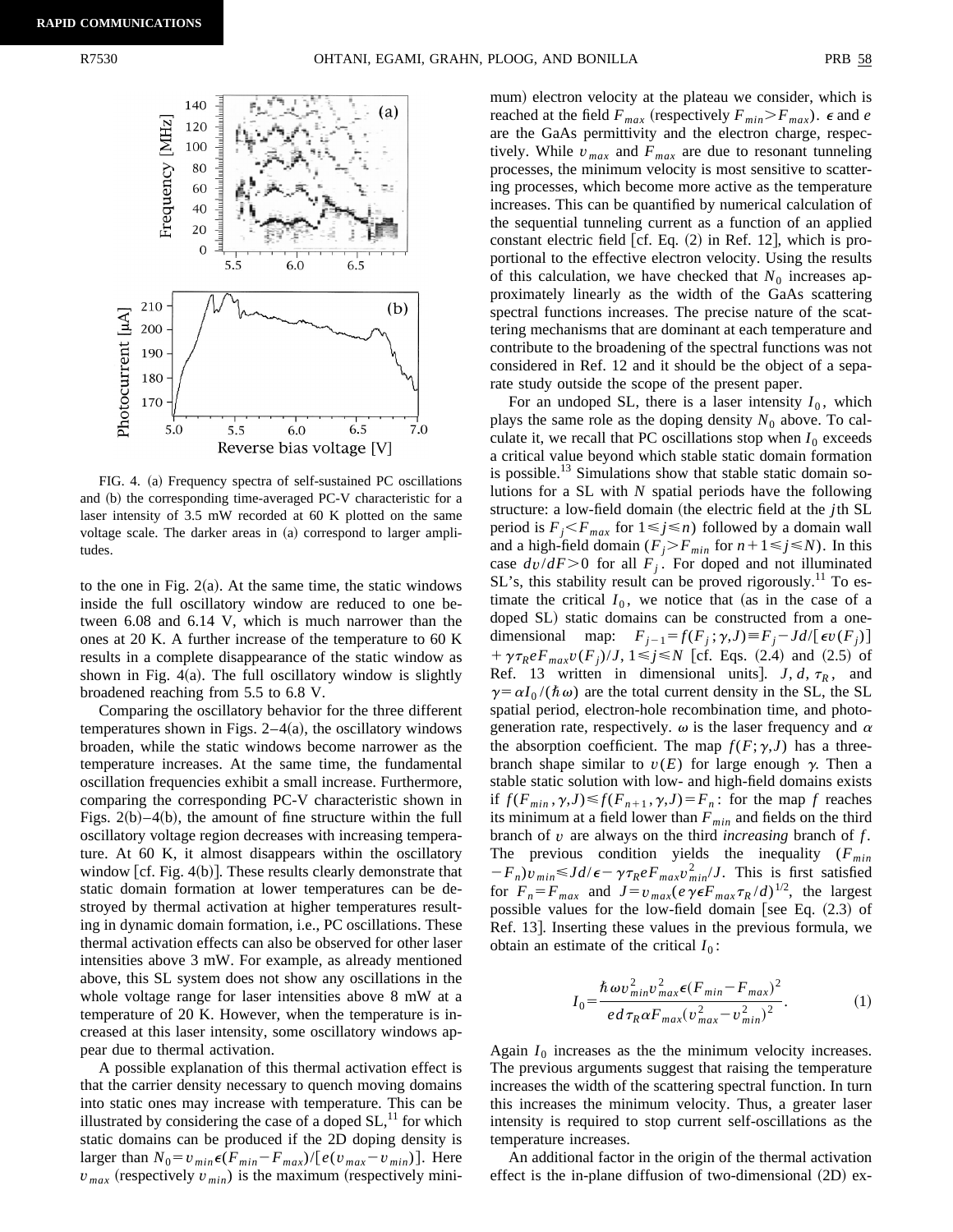FIG. 4. (a) Frequency spectra of self-sustained PC oscillations and (b) the corresponding time-averaged PC-V characteristic for a laser intensity of 3.5 mW recorded at 60 K plotted on the same voltage scale. The darker areas in (a) correspond to larger amplitudes.

to the one in Fig. 2(a). At the same time, the static windows inside the full oscillatory window are reduced to one between 6.08 and 6.14 V, which is much narrower than the ones at 20 K. A further increase of the temperature to 60 K results in a complete disappearance of the static window as shown in Fig. 4(a). The full oscillatory window is slightly broadened reaching from 5.5 to 6.8 V.

Comparing the oscillatory behavior for the three different temperatures shown in Figs. 2–4(a), the oscillatory windows broaden, while the static windows become narrower as the temperature increases. At the same time, the fundamental oscillation frequencies exhibit a small increase. Furthermore, comparing the corresponding PC-V characteristic shown in Figs. 2(b)–4(b), the amount of fine structure within the full oscillatory voltage region decreases with increasing temperature. At 60 K, it almost disappears within the oscillatory window [cf. Fig. 4(b)]. These results clearly demonstrate that static domain formation at lower temperatures can be destroyed by thermal activation at higher temperatures resulting in dynamic domain formation, i.e., PC oscillations. These thermal activation effects can also be observed for other laser intensities above 3 mW. For example, as already mentioned above, this SL system does not show any oscillations in the whole voltage range for laser intensities above 8 mW at a temperature of 20 K. However, when the temperature is increased at this laser intensity, some oscillatory windows appear due to thermal activation.

A possible explanation of this thermal activation effect is that the carrier density necessary to quench moving domains into static ones may increase with temperature. This can be illustrated by considering the case of a doped SL,[11] for which static domains can be produced if the 2D doping density is larger than $N_0 = v_{min}\epsilon(F_{min}-F_{max})/[e(v_{max}-v_{min})]$. Here $v_{max}$ (respectively $v_{min}$) is the maximum (respectively minimum) electron velocity at the plateau we consider, which is reached at the field $F_{max}$ (respectively $F_{min}>F_{max}$). $\epsilon$ and $e$ are the GaAs permittivity and the electron charge, respectively. While $v_{max}$ and $F_{max}$ are due to resonant tunneling processes, the minimum velocity is most sensitive to scattering processes, which become more active as the temperature increases. This can be quantified by numerical calculation of the sequential tunneling current as a function of an applied constant electric field [cf. Eq. (2) in Ref. 12], which is proportional to the effective electron velocity. Using the results of this calculation, we have checked that $N_0$ increases approximately linearly as the width of the GaAs scattering spectral functions increases. The precise nature of the scattering mechanisms that are dominant at each temperature and contribute to the broadening of the spectral functions was not considered in Ref. 12 and it should be the object of a separate study outside the scope of the present paper.

For an undoped SL, there is a laser intensity $I_0$, which plays the same role as the doping density $N_0$ above. To calculate it, we recall that PC oscillations stop when $I_0$ exceeds a critical value beyond which stable static domain formation is possible.[13] Simulations show that stable static domain solutions for a SL with $N$ spatial periods have the following structure: a low-field domain (the electric field at the $j$th SL period is $F_j<F_{max}$ for $1\leqslant j\leqslant n$) followed by a domain wall and a high-field domain ($F_j>F_{min}$ for $n+1\leqslant j\leqslant N$). In this case $dv/dF>0$ for all $F_j$. For doped and not illuminated SL's, this stability result can be proved rigorously.[11] To estimate the critical $I_0$, we notice that (as in the case of a doped SL) static domains can be constructed from a one-dimensional map: $F_{j-1}=f(F_j;\gamma,J)\equiv F_j - Jd/[\epsilon v(F_j)] + \gamma\tau_R e F_{max} v(F_j)/J$, $1\leqslant j\leqslant N$ [cf. Eqs. (2.4) and (2.5) of Ref. 13 written in dimensional units]. $J$, $d$, $\tau_R$, and $\gamma=\alpha I_0/(\hbar\omega)$ are the total current density in the SL, the SL spatial period, electron-hole recombination time, and photogeneration rate, respectively. $\omega$ is the laser frequency and $\alpha$ the absorption coefficient. The map $f(F;\gamma,J)$ has a three-branch shape similar to $v(E)$ for large enough $\gamma$. Then a stable static solution with low- and high-field domains exists if $f(F_{min},\gamma,J)\leqslant f(F_{n+1},\gamma,J)=F_n$: for the map $f$ reaches its minimum at a field lower than $F_{min}$ and fields on the third branch of $v$ are always on the third *increasing* branch of $f$. The previous condition yields the inequality $(F_{min}-F_n)v_{min}\leqslant Jd/\epsilon - \gamma\tau_R e F_{max} v_{min}^2/J$. This is first satisfied for $F_n=F_{max}$ and $J=v_{max}(e\gamma\epsilon F_{max}\tau_R/d)^{1/2}$, the largest possible values for the low-field domain [see Eq. (2.3) of Ref. 13]. Inserting these values in the previous formula, we obtain an estimate of the critical $I_0$:

$$I_0=\frac{\hbar\omega v_{min}^2 v_{max}^2 \epsilon (F_{min}-F_{max})^2}{e d \tau_R \alpha F_{max}(v_{max}^2-v_{min}^2)^2}. \tag{1}$$

Again $I_0$ increases as the the minimum velocity increases. The previous arguments suggest that raising the temperature increases the width of the scattering spectral function. In turn this increases the minimum velocity. Thus, a greater laser intensity is required to stop current self-oscillations as the temperature increases.

An additional factor in the origin of the thermal activation effect is the in-plane diffusion of two-dimensional (2D) ex-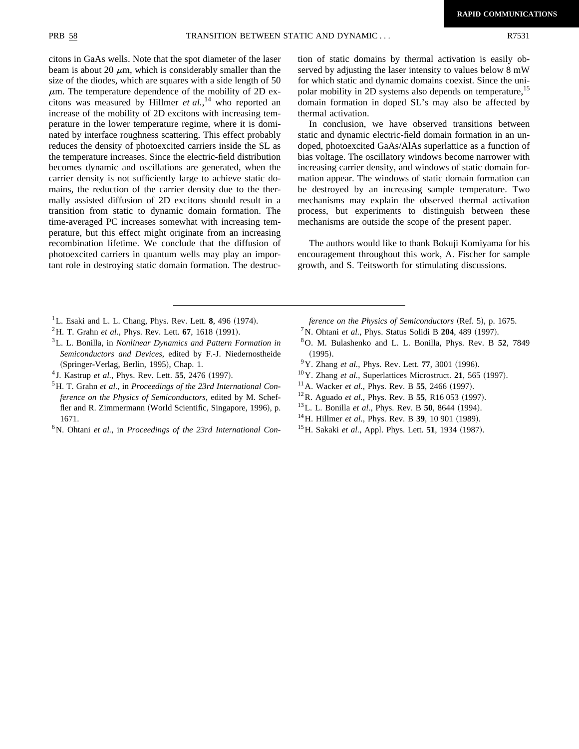citons in GaAs wells. Note that the spot diameter of the laser beam is about 20 $\mu$m, which is considerably smaller than the size of the diodes, which are squares with a side length of 50 $\mu$m. The temperature dependence of the mobility of 2D excitons was measured by Hillmer *et al.*,[14] who reported an increase of the mobility of 2D excitons with increasing temperature in the lower temperature regime, where it is dominated by interface roughness scattering. This effect probably reduces the density of photoexcited carriers inside the SL as the temperature increases. Since the electric-field distribution becomes dynamic and oscillations are generated, when the carrier density is not sufficiently large to achieve static domains, the reduction of the carrier density due to the thermally assisted diffusion of 2D excitons should result in a transition from static to dynamic domain formation. The time-averaged PC increases somewhat with increasing temperature, but this effect might originate from an increasing recombination lifetime. We conclude that the diffusion of photoexcited carriers in quantum wells may play an important role in destroying static domain formation. The destruction of static domains by thermal activation is easily observed by adjusting the laser intensity to values below 8 mW for which static and dynamic domains coexist. Since the unipolar mobility in 2D systems also depends on temperature,[15] domain formation in doped SL's may also be affected by thermal activation.

In conclusion, we have observed transitions between static and dynamic electric-field domain formation in an undoped, photoexcited GaAs/AlAs superlattice as a function of bias voltage. The oscillatory windows become narrower with increasing carrier density, and windows of static domain formation appear. The windows of static domain formation can be destroyed by an increasing sample temperature. Two mechanisms may explain the observed thermal activation process, but experiments to distinguish between these mechanisms are outside the scope of the present paper.

The authors would like to thank Bokuji Komiyama for his encouragement throughout this work, A. Fischer for sample growth, and S. Teitsworth for stimulating discussions.

---

[1] L. Esaki and L. L. Chang, Phys. Rev. Lett. **8**, 496 (1974).

[2] H. T. Grahn *et al.*, Phys. Rev. Lett. **67**, 1618 (1991).

[3] L. L. Bonilla, in *Nonlinear Dynamics and Pattern Formation in Semiconductors and Devices*, edited by F.-J. Niedernostheide (Springer-Verlag, Berlin, 1995), Chap. 1.

[4] J. Kastrup *et al.*, Phys. Rev. Lett. **55**, 2476 (1997).

[5] H. T. Grahn *et al.*, in *Proceedings of the 23rd International Conference on the Physics of Semiconductors*, edited by M. Scheffler and R. Zimmermann (World Scientific, Singapore, 1996), p. 1671.

[6] N. Ohtani *et al.*, in *Proceedings of the 23rd International Conference on the Physics of Semiconductors* (Ref. 5), p. 1675.

[7] N. Ohtani *et al.*, Phys. Status Solidi B **204**, 489 (1997).

[8] O. M. Bulashenko and L. L. Bonilla, Phys. Rev. B **52**, 7849 (1995).

[9] Y. Zhang *et al.*, Phys. Rev. Lett. **77**, 3001 (1996).

[10] Y. Zhang *et al.*, Superlattices Microstruct. **21**, 565 (1997).

[11] A. Wacker *et al.*, Phys. Rev. B **55**, 2466 (1997).

[12] R. Aguado *et al.*, Phys. Rev. B **55**, R16 053 (1997).

[13] L. L. Bonilla *et al.*, Phys. Rev. B **50**, 8644 (1994).

[14] H. Hillmer *et al.*, Phys. Rev. B **39**, 10 901 (1989).

[15] H. Sakaki *et al.*, Appl. Phys. Lett. **51**, 1934 (1987).